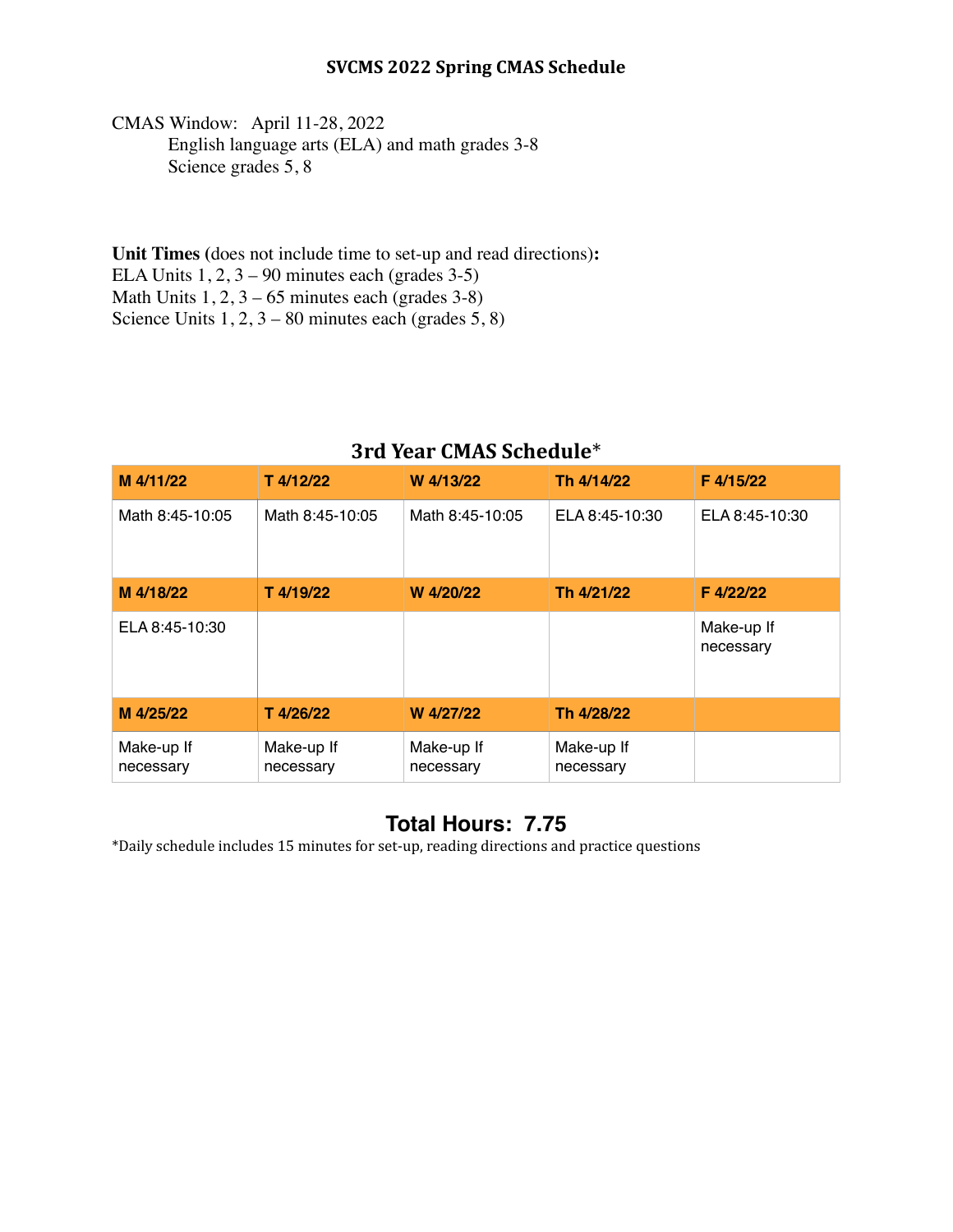# SVCMS 2022 Spring CMAS Schedule

CMAS Window: April 11-28, 2022
English language arts (ELA) and math grades 3-8
Science grades 5, 8

**Unit Times** (does not include time to set-up and read directions)**:**
ELA Units 1, 2, 3 – 90 minutes each (grades 3-5)
Math Units 1, 2, 3 – 65 minutes each (grades 3-8)
Science Units 1, 2, 3 – 80 minutes each (grades 5, 8)

## 3rd Year CMAS Schedule*

| M 4/11/22 | T 4/12/22 | W 4/13/22 | Th 4/14/22 | F 4/15/22 |
|---|---|---|---|---|
| Math 8:45-10:05 | Math 8:45-10:05 | Math 8:45-10:05 | ELA 8:45-10:30 | ELA 8:45-10:30 |
| **M 4/18/22** | **T 4/19/22** | **W 4/20/22** | **Th 4/21/22** | **F 4/22/22** |
| ELA 8:45-10:30 | | | | Make-up If necessary |
| **M 4/25/22** | **T 4/26/22** | **W 4/27/22** | **Th 4/28/22** | |
| Make-up If necessary | Make-up If necessary | Make-up If necessary | Make-up If necessary | |

**Total Hours: 7.75**

*Daily schedule includes 15 minutes for set-up, reading directions and practice questions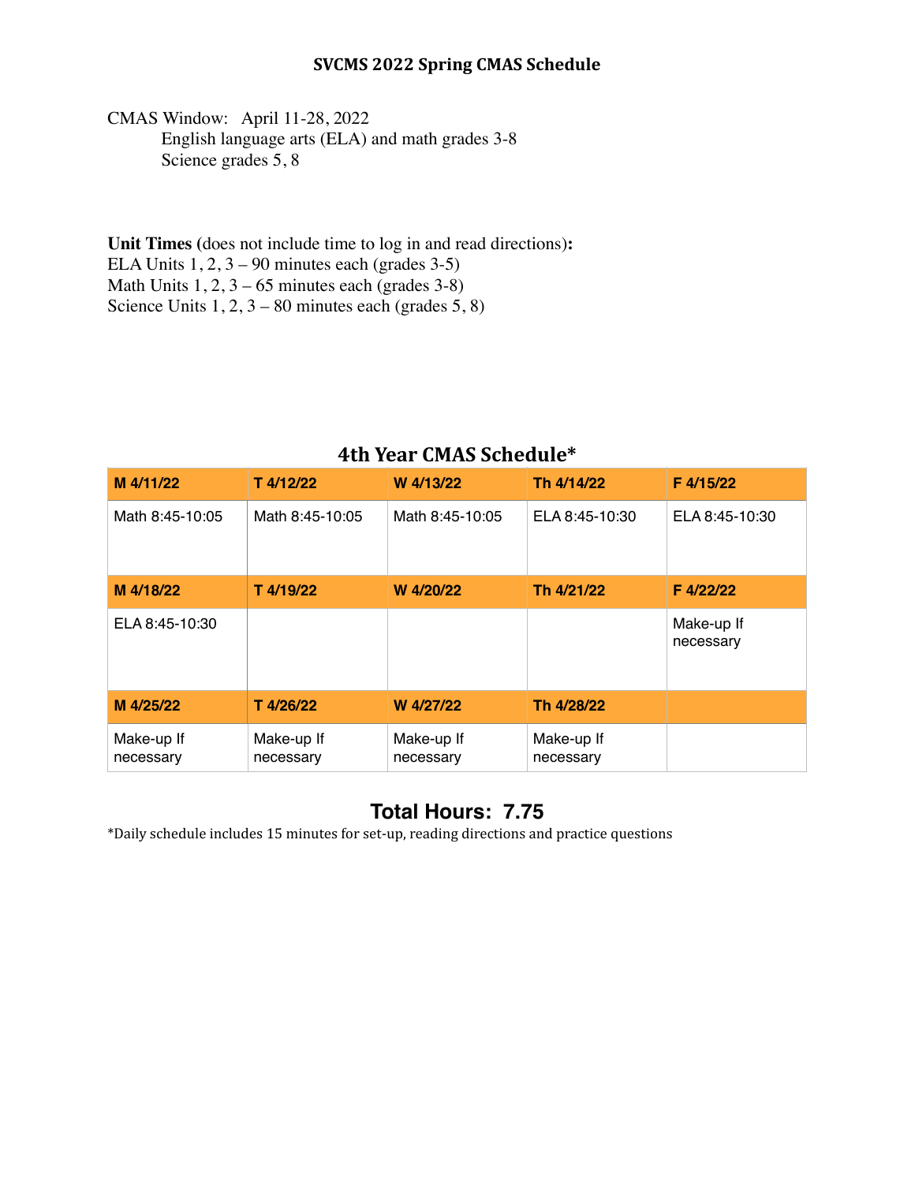# SVCMS 2022 Spring CMAS Schedule

CMAS Window: April 11-28, 2022

English language arts (ELA) and math grades 3-8

Science grades 5, 8

**Unit Times** (does not include time to log in and read directions)**:**

ELA Units 1, 2, 3 – 90 minutes each (grades 3-5)

Math Units 1, 2, 3 – 65 minutes each (grades 3-8)

Science Units 1, 2, 3 – 80 minutes each (grades 5, 8)

## 4th Year CMAS Schedule*

| M 4/11/22 | T 4/12/22 | W 4/13/22 | Th 4/14/22 | F 4/15/22 |
|---|---|---|---|---|
| Math 8:45-10:05 | Math 8:45-10:05 | Math 8:45-10:05 | ELA 8:45-10:30 | ELA 8:45-10:30 |
| **M 4/18/22** | **T 4/19/22** | **W 4/20/22** | **Th 4/21/22** | **F 4/22/22** |
| ELA 8:45-10:30 | | | | Make-up If necessary |
| **M 4/25/22** | **T 4/26/22** | **W 4/27/22** | **Th 4/28/22** | |
| Make-up If necessary | Make-up If necessary | Make-up If necessary | Make-up If necessary | |

**Total Hours: 7.75**

*Daily schedule includes 15 minutes for set-up, reading directions and practice questions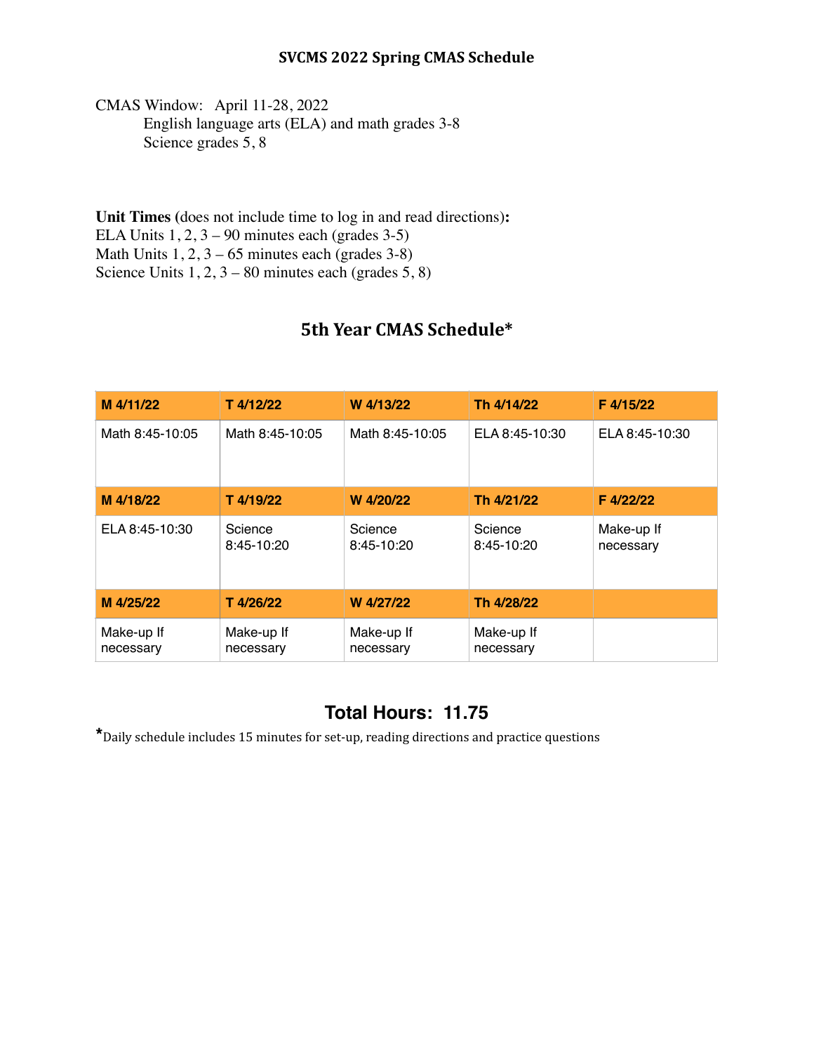# SVCMS 2022 Spring CMAS Schedule

CMAS Window: April 11-28, 2022

English language arts (ELA) and math grades 3-8

Science grades 5, 8

**Unit Times** (does not include time to log in and read directions)**:**

ELA Units 1, 2, 3 – 90 minutes each (grades 3-5)

Math Units 1, 2, 3 – 65 minutes each (grades 3-8)

Science Units 1, 2, 3 – 80 minutes each (grades 5, 8)

## 5th Year CMAS Schedule*

| M 4/11/22 | T 4/12/22 | W 4/13/22 | Th 4/14/22 | F 4/15/22 |
|---|---|---|---|---|
| Math 8:45-10:05 | Math 8:45-10:05 | Math 8:45-10:05 | ELA 8:45-10:30 | ELA 8:45-10:30 |
| **M 4/18/22** | **T 4/19/22** | **W 4/20/22** | **Th 4/21/22** | **F 4/22/22** |
| ELA 8:45-10:30 | Science 8:45-10:20 | Science 8:45-10:20 | Science 8:45-10:20 | Make-up If necessary |
| **M 4/25/22** | **T 4/26/22** | **W 4/27/22** | **Th 4/28/22** | |
| Make-up If necessary | Make-up If necessary | Make-up If necessary | Make-up If necessary | |

## Total Hours: 11.75

*Daily schedule includes 15 minutes for set-up, reading directions and practice questions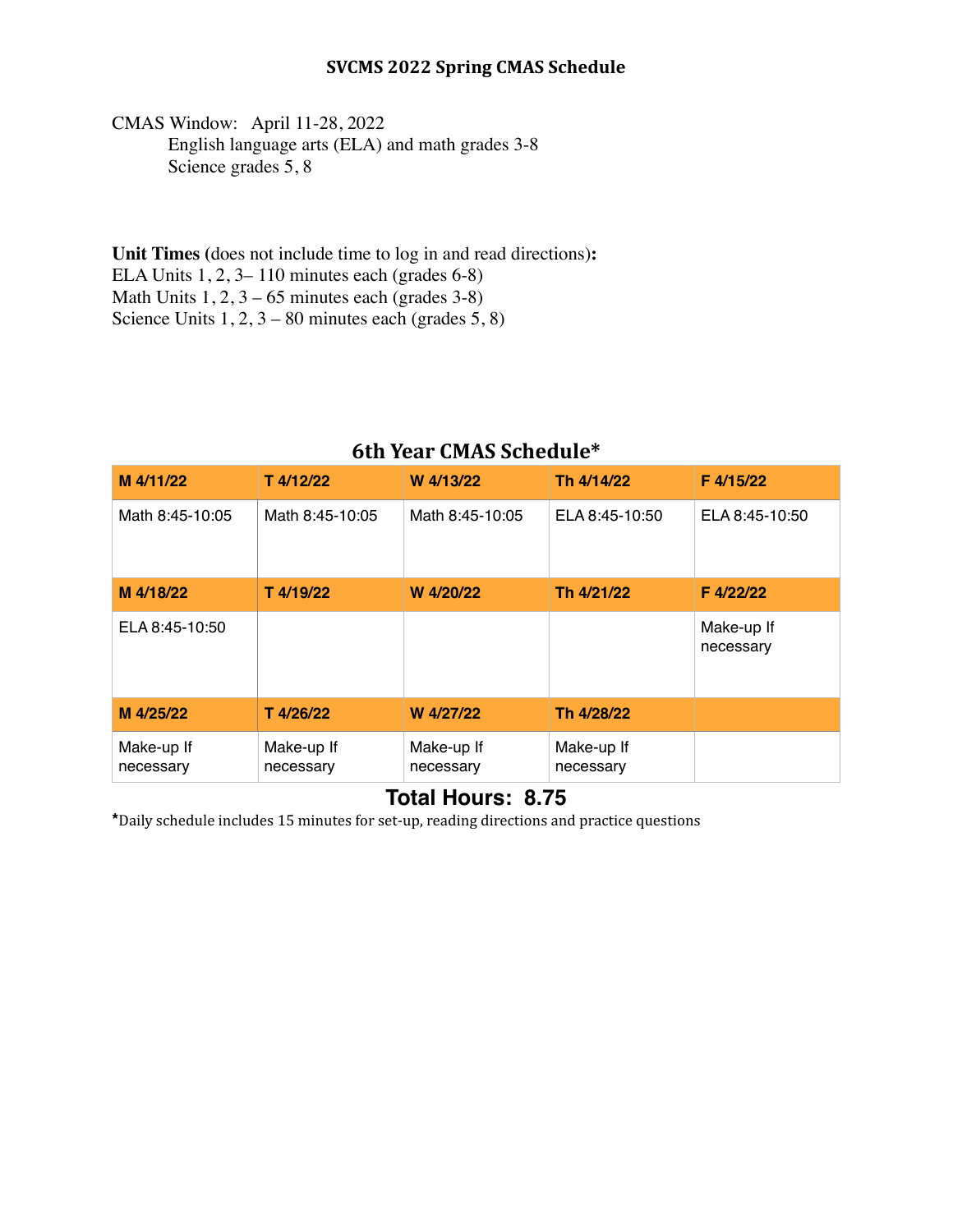# SVCMS 2022 Spring CMAS Schedule

CMAS Window: April 11-28, 2022
English language arts (ELA) and math grades 3-8
Science grades 5, 8

**Unit Times** (does not include time to log in and read directions)**:**
ELA Units 1, 2, 3– 110 minutes each (grades 6-8)
Math Units 1, 2, 3 – 65 minutes each (grades 3-8)
Science Units 1, 2, 3 – 80 minutes each (grades 5, 8)

## 6th Year CMAS Schedule*

| M 4/11/22 | T 4/12/22 | W 4/13/22 | Th 4/14/22 | F 4/15/22 |
|---|---|---|---|---|
| Math 8:45-10:05 | Math 8:45-10:05 | Math 8:45-10:05 | ELA 8:45-10:50 | ELA 8:45-10:50 |
| **M 4/18/22** | **T 4/19/22** | **W 4/20/22** | **Th 4/21/22** | **F 4/22/22** |
| ELA 8:45-10:50 | | | | Make-up If necessary |
| **M 4/25/22** | **T 4/26/22** | **W 4/27/22** | **Th 4/28/22** | |
| Make-up If necessary | Make-up If necessary | Make-up If necessary | Make-up If necessary | |

**Total Hours: 8.75**

*Daily schedule includes 15 minutes for set-up, reading directions and practice questions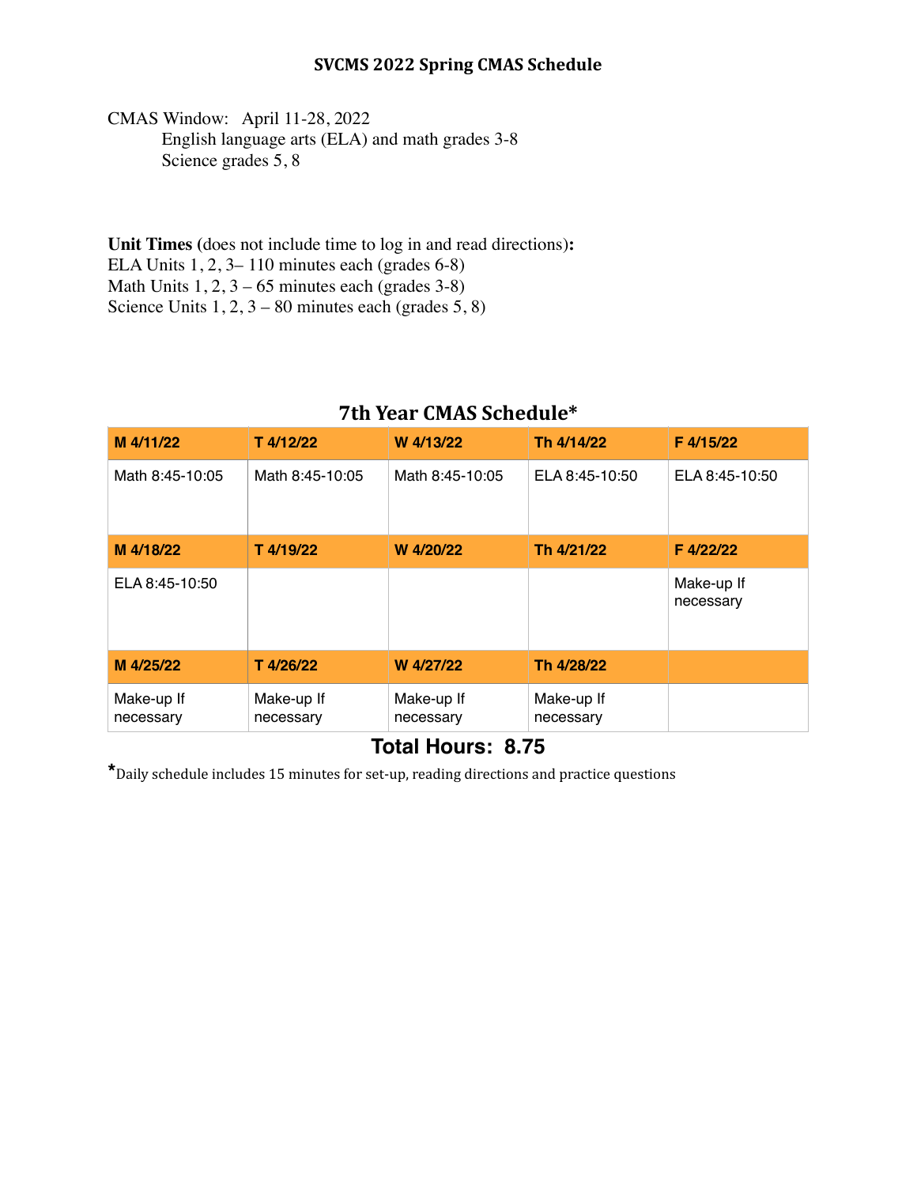# SVCMS 2022 Spring CMAS Schedule

CMAS Window: April 11-28, 2022

English language arts (ELA) and math grades 3-8

Science grades 5, 8

**Unit Times** (does not include time to log in and read directions)**:**

ELA Units 1, 2, 3– 110 minutes each (grades 6-8)

Math Units 1, 2, 3 – 65 minutes each (grades 3-8)

Science Units 1, 2, 3 – 80 minutes each (grades 5, 8)

## 7th Year CMAS Schedule*

| M 4/11/22 | T 4/12/22 | W 4/13/22 | Th 4/14/22 | F 4/15/22 |
|---|---|---|---|---|
| Math 8:45-10:05 | Math 8:45-10:05 | Math 8:45-10:05 | ELA 8:45-10:50 | ELA 8:45-10:50 |
| **M 4/18/22** | **T 4/19/22** | **W 4/20/22** | **Th 4/21/22** | **F 4/22/22** |
| ELA 8:45-10:50 | | | | Make-up If necessary |
| **M 4/25/22** | **T 4/26/22** | **W 4/27/22** | **Th 4/28/22** | |
| Make-up If necessary | Make-up If necessary | Make-up If necessary | Make-up If necessary | |

**Total Hours: 8.75**

*Daily schedule includes 15 minutes for set-up, reading directions and practice questions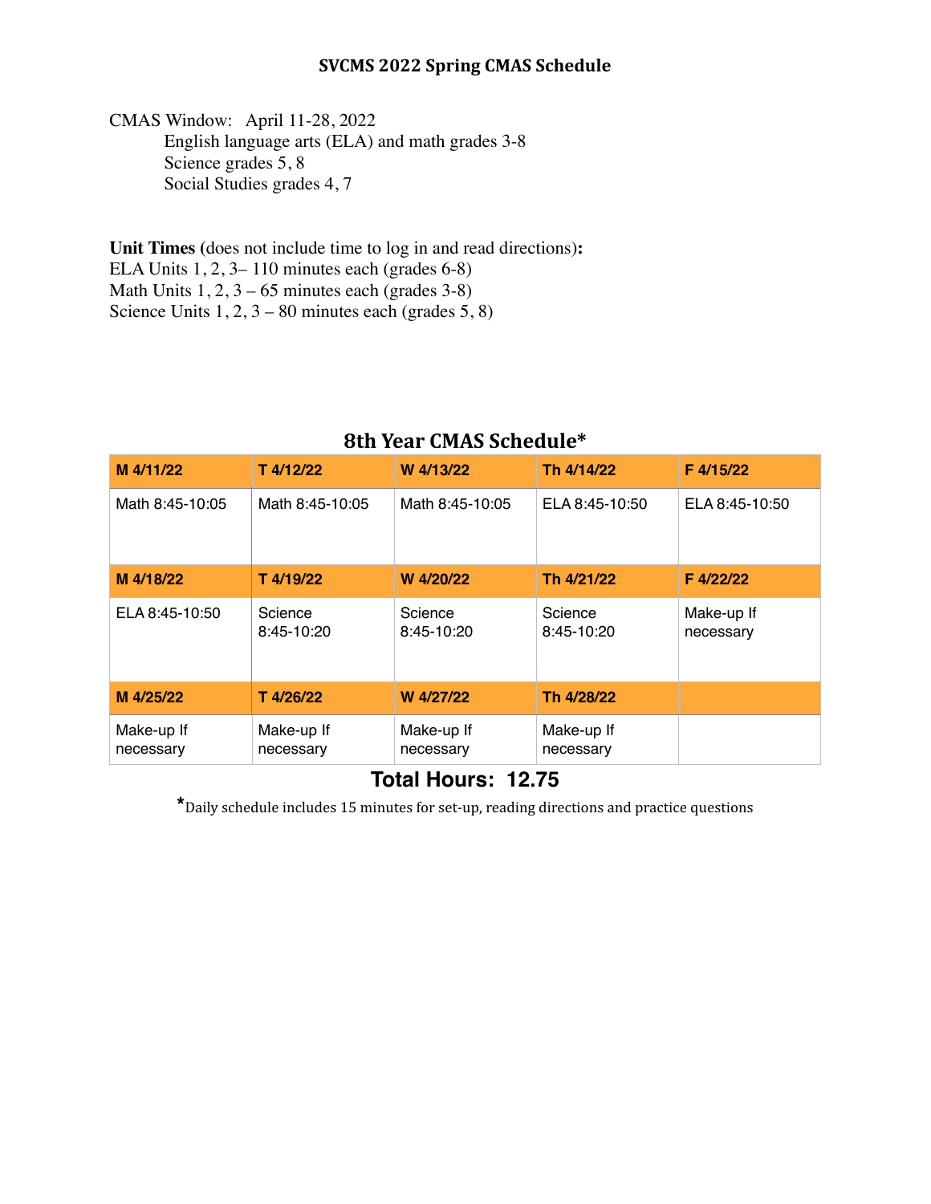# SVCMS 2022 Spring CMAS Schedule

CMAS Window: April 11-28, 2022

- English language arts (ELA) and math grades 3-8
- Science grades 5, 8
- Social Studies grades 4, 7

**Unit Times** (does not include time to log in and read directions)**:**
ELA Units 1, 2, 3– 110 minutes each (grades 6-8)
Math Units 1, 2, 3 – 65 minutes each (grades 3-8)
Science Units 1, 2, 3 – 80 minutes each (grades 5, 8)

## 8th Year CMAS Schedule*

| M 4/11/22 | T 4/12/22 | W 4/13/22 | Th 4/14/22 | F 4/15/22 |
|---|---|---|---|---|
| Math 8:45-10:05 | Math 8:45-10:05 | Math 8:45-10:05 | ELA 8:45-10:50 | ELA 8:45-10:50 |
| **M 4/18/22** | **T 4/19/22** | **W 4/20/22** | **Th 4/21/22** | **F 4/22/22** |
| ELA 8:45-10:50 | Science 8:45-10:20 | Science 8:45-10:20 | Science 8:45-10:20 | Make-up If necessary |
| **M 4/25/22** | **T 4/26/22** | **W 4/27/22** | **Th 4/28/22** | |
| Make-up If necessary | Make-up If necessary | Make-up If necessary | Make-up If necessary | |

**Total Hours: 12.75**

*Daily schedule includes 15 minutes for set-up, reading directions and practice questions